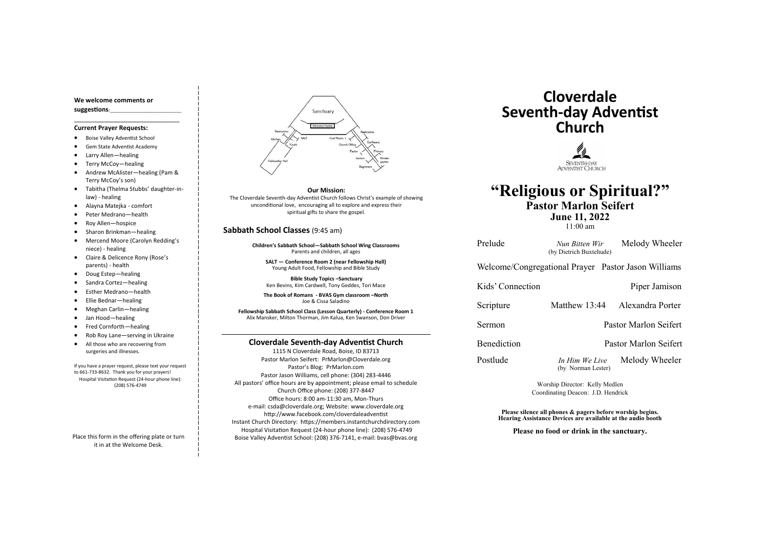**We welcome comments or suggestions**:______________________

______________________________

### Current Prayer Requests:

- Boise Valley Adventist School
- Gem State Adventist Academy
- Larry Allen—healing
- Terry McCoy—healing
- Andrew McAlister—healing (Pam & Terry McCoy's son)
- Tabitha (Thelma Stubbs' daughter-in-law) - healing
- Alayna Matejka - comfort
- Peter Medrano—health
- Roy Allen—hospice
- Sharon Brinkman—healing
- Mercend Moore (Carolyn Redding's niece) - healing
- Claire & Delicence Rony (Rose's parents) - health
- Doug Estep—healing
- Sandra Cortez—healing
- Esther Medrano—health
- Ellie Bednar—healing
- Meghan Carlin—healing
- Jan Hood—healing
- Fred Cornforth—healing
- Rob Roy Lane—serving in Ukraine
- All those who are recovering from surgeries and illnesses.

If you have a prayer request, please text your request to 661-733-8632. Thank you for your prayers!
Hospital Visitation Request (24-hour phone line): (208) 576-4749

Place this form in the offering plate or turn it in at the Welcome Desk.

Sanctuary, Welcome Center, Restrooms, Kitchen, SALT, Conf Room 1, Restrooms, Earliteens, Youth, Church Office, Pastor, Primary, Fellowship Hall, Juniors, Kindergarten, Beginners

**Our Mission:**
The Cloverdale Seventh-day Adventist Church follows Christ's example of showing unconditional love, encouraging all to explore and express their spiritual gifts to share the gospel.

### Sabbath School Classes (9:45 am)

**Children's Sabbath School—Sabbath School Wing Classrooms**
Parents and children, all ages

**SALT — Conference Room 2 (near Fellowship Hall)**
Young Adult Food, Fellowship and Bible Study

**Bible Study Topics –Sanctuary**
Ken Bevins, Kim Cardwell, Tony Geddes, Tori Mace

**The Book of Romans - BVAS Gym classroom –North**
Joe & Cissa Saladino

**Fellowship Sabbath School Class (Lesson Quarterly) - Conference Room 1**
Alix Mansker, Milton Thorman, Jim Kalua, Ken Swanson, Don Driver

### Cloverdale Seventh-day Adventist Church

1115 N Cloverdale Road, Boise, ID 83713
Pastor Marlon Seifert: PrMarlon@Cloverdale.org
Pastor's Blog: PrMarlon.com
Pastor Jason Williams, cell phone: (304) 283-4446
All pastors' office hours are by appointment; please email to schedule
Church Office phone: (208) 377-8447
Office hours: 8:00 am-11:30 am, Mon-Thurs
e-mail: csda@cloverdale.org; Website: www.cloverdale.org
http://www.facebook.com/cloverdaleadventist
Instant Church Directory: https://members.instantchurchdirectory.com
Hospital Visitation Request (24-hour phone line): (208) 576-4749
Boise Valley Adventist School: (208) 376-7141, e-mail: bvas@bvas.org

# Cloverdale Seventh-day Adventist Church

SEVENTH-DAY ADVENTIST CHURCH

# "Religious or Spiritual?"

## Pastor Marlon Seifert

**June 11, 2022**
11:00 am

| | | |
|---|---|---|
| Prelude | *Nun Bitten Wir* (by Dietrich Buxtehude) | Melody Wheeler |
| Welcome/Congregational Prayer | | Pastor Jason Williams |
| Kids' Connection | | Piper Jamison |
| Scripture | Matthew 13:44 | Alexandra Porter |
| Sermon | | Pastor Marlon Seifert |
| Benediction | | Pastor Marlon Seifert |
| Postlude | *In Him We Live* (by Norman Lester) | Melody Wheeler |

Worship Director: Kelly Medlen
Coordinating Deacon: J.D. Hendrick

**Please silence all phones & pagers before worship begins.**
**Hearing Assistance Devices are available at the audio booth**

**Please no food or drink in the sanctuary.**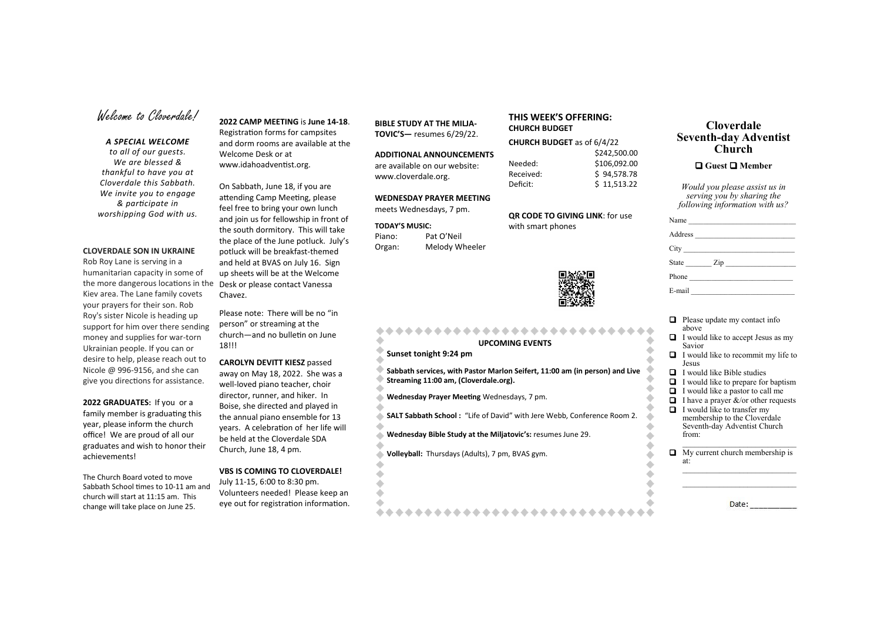# Welcome to Cloverdale!

***A SPECIAL WELCOME***
*to all of our guests. We are blessed & thankful to have you at Cloverdale this Sabbath. We invite you to engage & participate in worshipping God with us.*

**CLOVERDALE SON IN UKRAINE**
Rob Roy Lane is serving in a humanitarian capacity in some of the more dangerous locations in the Kiev area. The Lane family covets your prayers for their son. Rob Roy's sister Nicole is heading up support for him over there sending money and supplies for war-torn Ukrainian people. If you can or desire to help, please reach out to Nicole @ 996-9156, and she can give you directions for assistance.

**2022 GRADUATES:** If you or a family member is graduating this year, please inform the church office! We are proud of all our graduates and wish to honor their achievements!

The Church Board voted to move Sabbath School times to 10-11 am and church will start at 11:15 am. This change will take place on June 25.

**2022 CAMP MEETING** is **June 14-18**. Registration forms for campsites and dorm rooms are available at the Welcome Desk or at www.idahoadventist.org.

On Sabbath, June 18, if you are attending Camp Meeting, please feel free to bring your own lunch and join us for fellowship in front of the south dormitory. This will take the place of the June potluck. July's potluck will be breakfast-themed and held at BVAS on July 16. Sign up sheets will be at the Welcome Desk or please contact Vanessa Chavez.

Please note: There will be no "in person" or streaming at the church—and no bulletin on June 18!!!

**CAROLYN DEVITT KIESZ** passed away on May 18, 2022. She was a well-loved piano teacher, choir director, runner, and hiker. In Boise, she directed and played in the annual piano ensemble for 13 years. A celebration of her life will be held at the Cloverdale SDA Church, June 18, 4 pm.

**VBS IS COMING TO CLOVERDALE!**
July 11-15, 6:00 to 8:30 pm. Volunteers needed! Please keep an eye out for registration information.

**BIBLE STUDY AT THE MILJATOVIC'S—** resumes 6/29/22.

**ADDITIONAL ANNOUNCEMENTS** are available on our website: www.cloverdale.org.

**WEDNESDAY PRAYER MEETING** meets Wednesdays, 7 pm.

**TODAY'S MUSIC:**
Piano: Pat O'Neil
Organ: Melody Wheeler

## THIS WEEK'S OFFERING:
**CHURCH BUDGET**

**CHURCH BUDGET** as of 6/4/22

| | |
|---|---|
| | $242,500.00 |
| Needed: | $106,092.00 |
| Received: | $ 94,578.78 |
| Deficit: | $ 11,513.22 |

**QR CODE TO GIVING LINK**: for use with smart phones

**UPCOMING EVENTS**

**Sunset tonight 9:24 pm**

**Sabbath services, with Pastor Marlon Seifert, 11:00 am (in person) and Live Streaming 11:00 am, (Cloverdale.org).**

**Wednesday Prayer Meeting** Wednesdays, 7 pm.

**SALT Sabbath School :** "Life of David" with Jere Webb, Conference Room 2.

**Wednesday Bible Study at the Miljatovic's:** resumes June 29.

**Volleyball:** Thursdays (Adults), 7 pm, BVAS gym.

## Cloverdale Seventh-day Adventist Church

❑ **Guest** ❑ **Member**

*Would you please assist us in serving you by sharing the following information with us?*

Name ____________________________
Address __________________________
City _____________________________
State _______ Zip __________________
Phone ____________________________
E-mail ____________________________

- ❑ Please update my contact info above
- ❑ I would like to accept Jesus as my Savior
- ❑ I would like to recommit my life to Jesus
- ❑ I would like Bible studies
- ❑ I would like to prepare for baptism
- ❑ I would like a pastor to call me
- ❑ I have a prayer &/or other requests
- ❑ I would like to transfer my membership to the Cloverdale Seventh-day Adventist Church from: ____________________________
- ❑ My current church membership is at: ____________________________ ____________________________

Date: __________